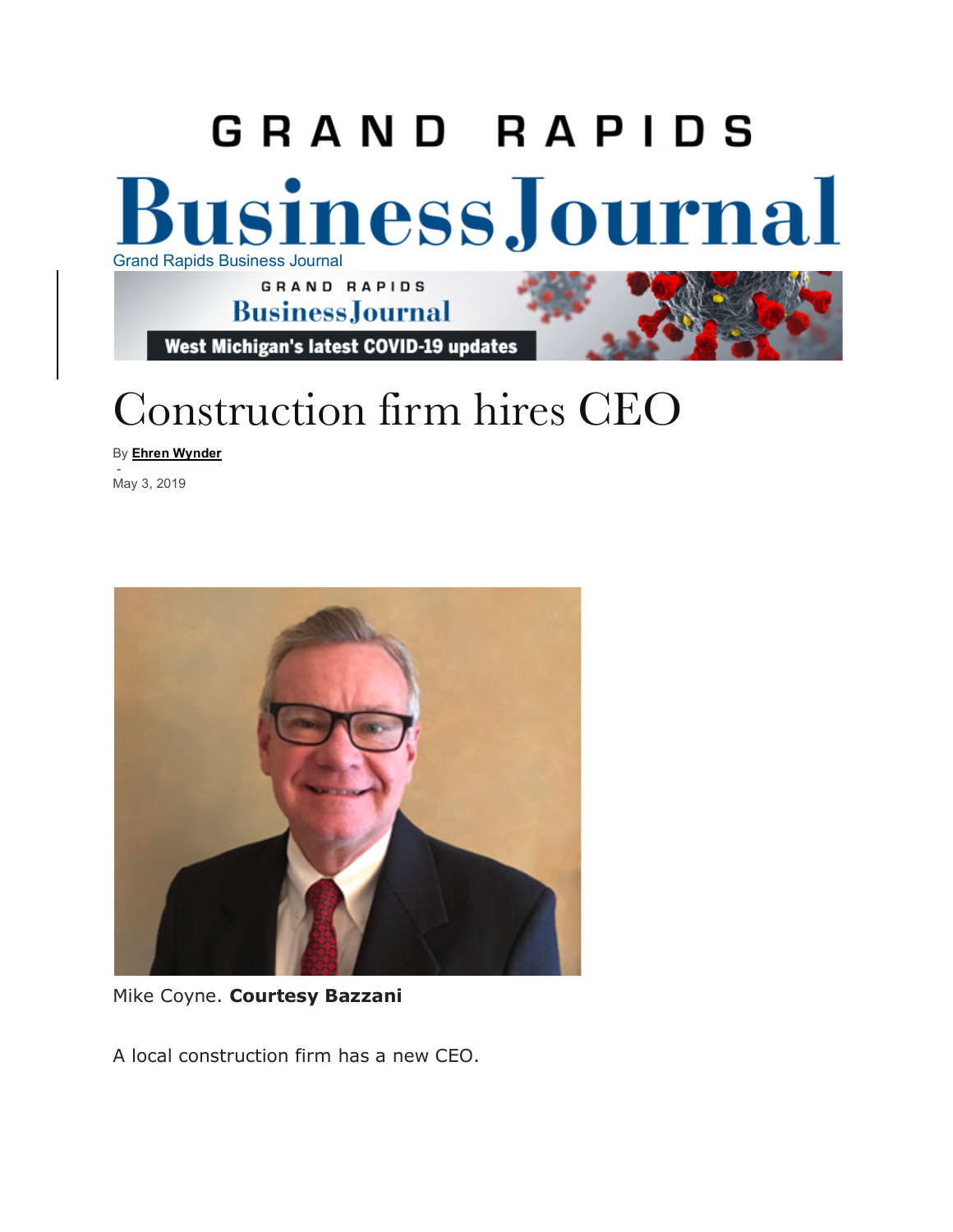Grand Rapids Business Journal

# Construction firm hires CEO

By **Ehren Wynder**

-

May 3, 2019

Mike Coyne. **Courtesy Bazzani**

A local construction firm has a new CEO.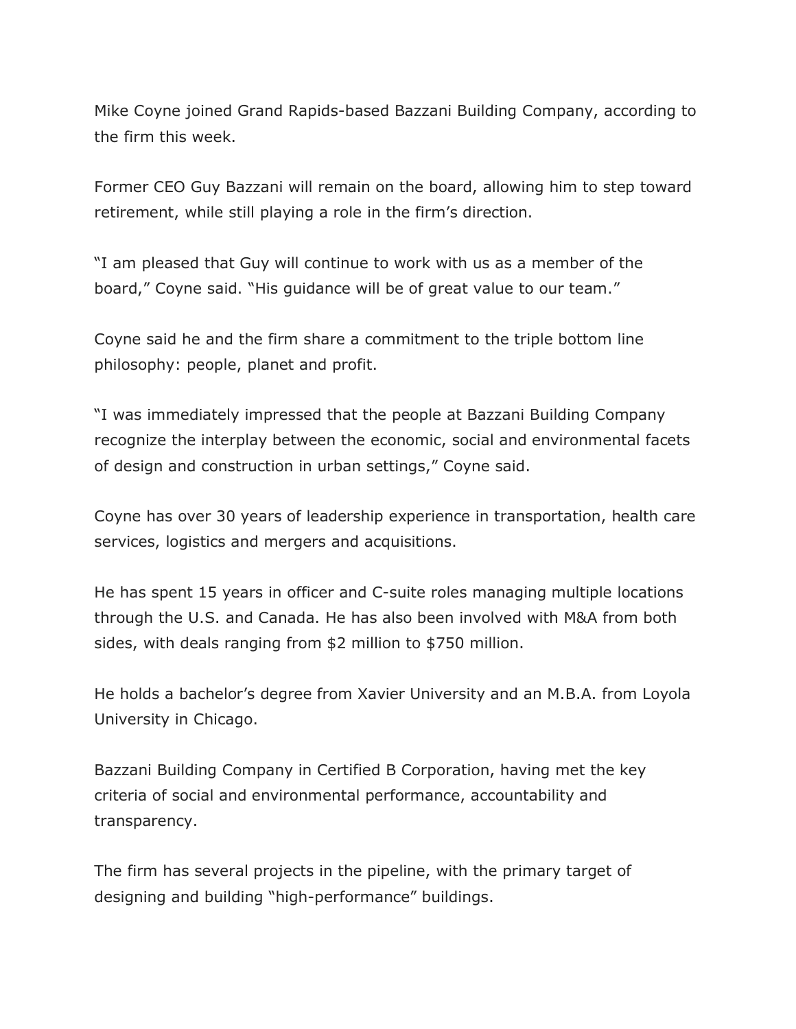Mike Coyne joined Grand Rapids-based Bazzani Building Company, according to the firm this week.

Former CEO Guy Bazzani will remain on the board, allowing him to step toward retirement, while still playing a role in the firm's direction.

"I am pleased that Guy will continue to work with us as a member of the board," Coyne said. "His guidance will be of great value to our team."

Coyne said he and the firm share a commitment to the triple bottom line philosophy: people, planet and profit.

"I was immediately impressed that the people at Bazzani Building Company recognize the interplay between the economic, social and environmental facets of design and construction in urban settings," Coyne said.

Coyne has over 30 years of leadership experience in transportation, health care services, logistics and mergers and acquisitions.

He has spent 15 years in officer and C-suite roles managing multiple locations through the U.S. and Canada. He has also been involved with M&A from both sides, with deals ranging from $2 million to $750 million.

He holds a bachelor's degree from Xavier University and an M.B.A. from Loyola University in Chicago.

Bazzani Building Company in Certified B Corporation, having met the key criteria of social and environmental performance, accountability and transparency.

The firm has several projects in the pipeline, with the primary target of designing and building "high-performance" buildings.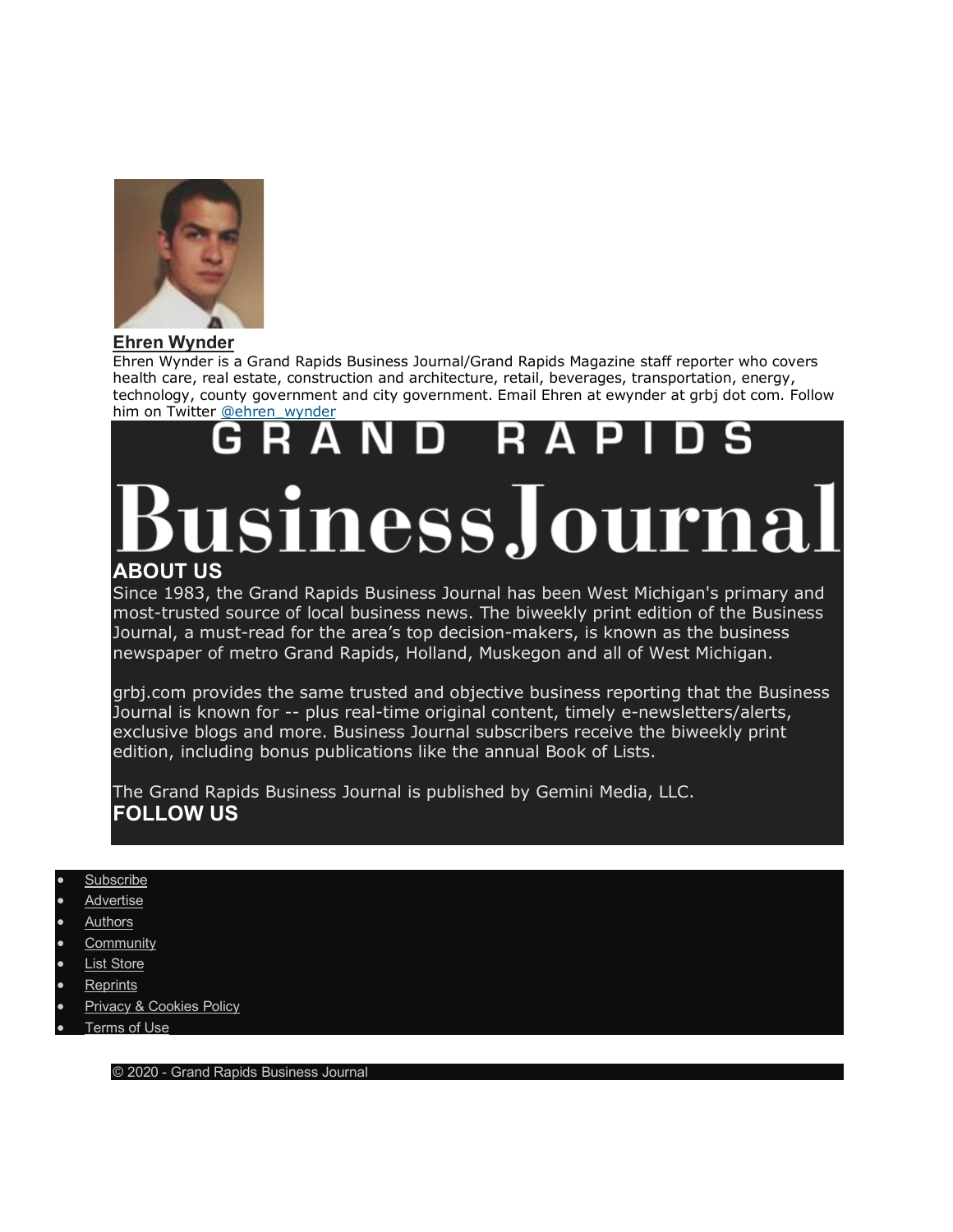**Ehren Wynder**

Ehren Wynder is a Grand Rapids Business Journal/Grand Rapids Magazine staff reporter who covers health care, real estate, construction and architecture, retail, beverages, transportation, energy, technology, county government and city government. Email Ehren at ewynder at grbj dot com. Follow him on Twitter @ehren_wynder

GRAND RAPIDS

# Business Journal

## ABOUT US

Since 1983, the Grand Rapids Business Journal has been West Michigan's primary and most-trusted source of local business news. The biweekly print edition of the Business Journal, a must-read for the area's top decision-makers, is known as the business newspaper of metro Grand Rapids, Holland, Muskegon and all of West Michigan.

grbj.com provides the same trusted and objective business reporting that the Business Journal is known for -- plus real-time original content, timely e-newsletters/alerts, exclusive blogs and more. Business Journal subscribers receive the biweekly print edition, including bonus publications like the annual Book of Lists.

The Grand Rapids Business Journal is published by Gemini Media, LLC.

## FOLLOW US

- Subscribe
- Advertise
- Authors
- Community
- List Store
- Reprints
- Privacy & Cookies Policy
- Terms of Use

© 2020 - Grand Rapids Business Journal